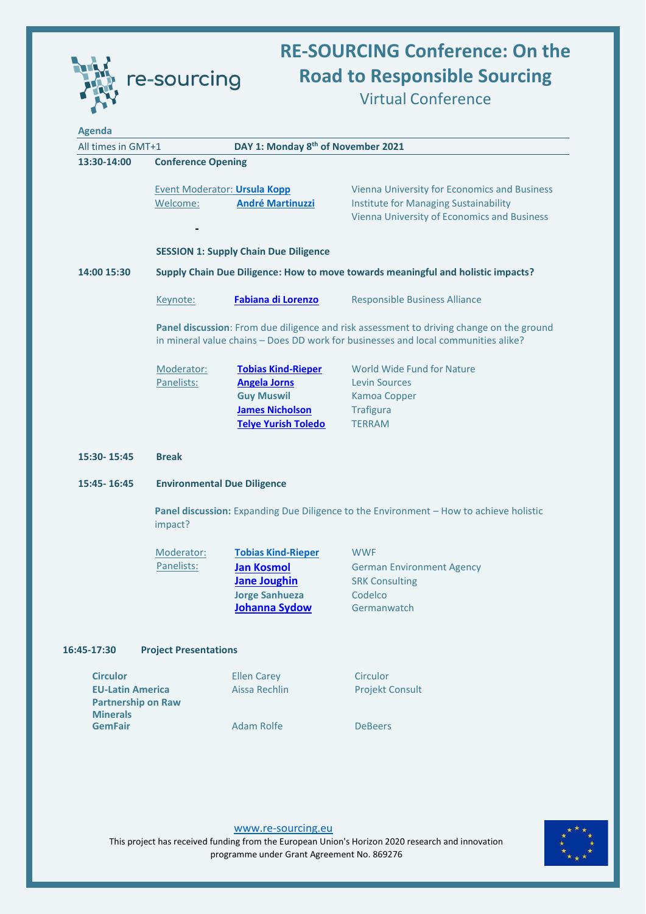re-sourcing

# RE-SOURCING Conference: On the Road to Responsible Sourcing

## Virtual Conference

**Agenda**

All times in GMT+1 **DAY 1: Monday 8th of November 2021**

**13:30-14:00 Conference Opening**

| | | |
|---|---|---|
| Event Moderator: | **Ursula Kopp** | Vienna University for Economics and Business |
| Welcome: | **André Martinuzzi** | Institute for Managing Sustainability<br>Vienna University of Economics and Business |

**SESSION 1: Supply Chain Due Diligence**

**14:00 15:30 Supply Chain Due Diligence: How to move towards meaningful and holistic impacts?**

| | | |
|---|---|---|
| Keynote: | **Fabiana di Lorenzo** | Responsible Business Alliance |

**Panel discussion**: From due diligence and risk assessment to driving change on the ground in mineral value chains – Does DD work for businesses and local communities alike?

| | | |
|---|---|---|
| Moderator: | **Tobias Kind-Rieper** | World Wide Fund for Nature |
| Panelists: | **Angela Jorns** | Levin Sources |
| | **Guy Muswil** | Kamoa Copper |
| | **James Nicholson** | Trafigura |
| | **Telye Yurish Toledo** | TERRAM |

**15:30- 15:45 Break**

**15:45- 16:45 Environmental Due Diligence**

**Panel discussion:** Expanding Due Diligence to the Environment – How to achieve holistic impact?

| | | |
|---|---|---|
| Moderator: | **Tobias Kind-Rieper** | WWF |
| Panelists: | **Jan Kosmol** | German Environment Agency |
| | **Jane Joughin** | SRK Consulting |
| | **Jorge Sanhueza** | Codelco |
| | **Johanna Sydow** | Germanwatch |

**16:45-17:30 Project Presentations**

| | | |
|---|---|---|
| **Circulor** | Ellen Carey | Circulor |
| **EU-Latin America Partnership on Raw Minerals** | Aissa Rechlin | Projekt Consult |
| **GemFair** | Adam Rolfe | DeBeers |

www.re-sourcing.eu

This project has received funding from the European Union's Horizon 2020 research and innovation programme under Grant Agreement No. 869276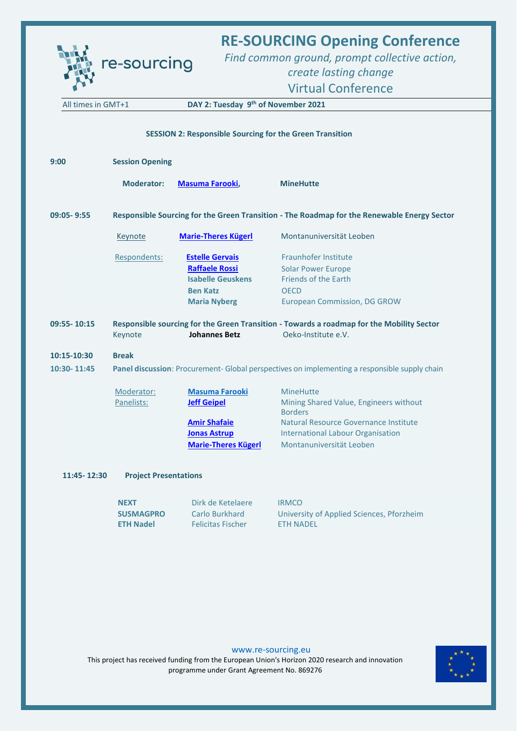# RE-SOURCING Opening Conference

*Find common ground, prompt collective action, create lasting change*

Virtual Conference

All times in GMT+1 **DAY 2: Tuesday 9th of November 2021**

**SESSION 2: Responsible Sourcing for the Green Transition**

**9:00** **Session Opening**

**Moderator:** **Masuma Farooki**, **MineHutte**

**09:05- 9:55** **Responsible Sourcing for the Green Transition - The Roadmap for the Renewable Energy Sector**

| | | |
|---|---|---|
| Keynote | **Marie-Theres Kügerl** | Montanuniversität Leoben |
| Respondents: | **Estelle Gervais** | Fraunhofer Institute |
| | **Raffaele Rossi** | Solar Power Europe |
| | **Isabelle Geuskens** | Friends of the Earth |
| | **Ben Katz** | OECD |
| | **Maria Nyberg** | European Commission, DG GROW |

**09:55- 10:15** **Responsible sourcing for the Green Transition - Towards a roadmap for the Mobility Sector**

| | | |
|---|---|---|
| Keynote | **Johannes Betz** | Oeko-Institute e.V. |

**10:15-10:30** **Break**

**10:30- 11:45** **Panel discussion**: Procurement- Global perspectives on implementing a responsible supply chain

| | | |
|---|---|---|
| Moderator: | **Masuma Farooki** | MineHutte |
| Panelists: | **Jeff Geipel** | Mining Shared Value, Engineers without Borders |
| | **Amir Shafaie** | Natural Resource Governance Institute |
| | **Jonas Astrup** | International Labour Organisation |
| | **Marie-Theres Kügerl** | Montanuniversität Leoben |

**11:45- 12:30** **Project Presentations**

| | | |
|---|---|---|
| **NEXT** | Dirk de Ketelaere | IRMCO |
| **SUSMAGPRO** | Carlo Burkhard | University of Applied Sciences, Pforzheim |
| **ETH Nadel** | Felicitas Fischer | ETH NADEL |

www.re-sourcing.eu

This project has received funding from the European Union's Horizon 2020 research and innovation programme under Grant Agreement No. 869276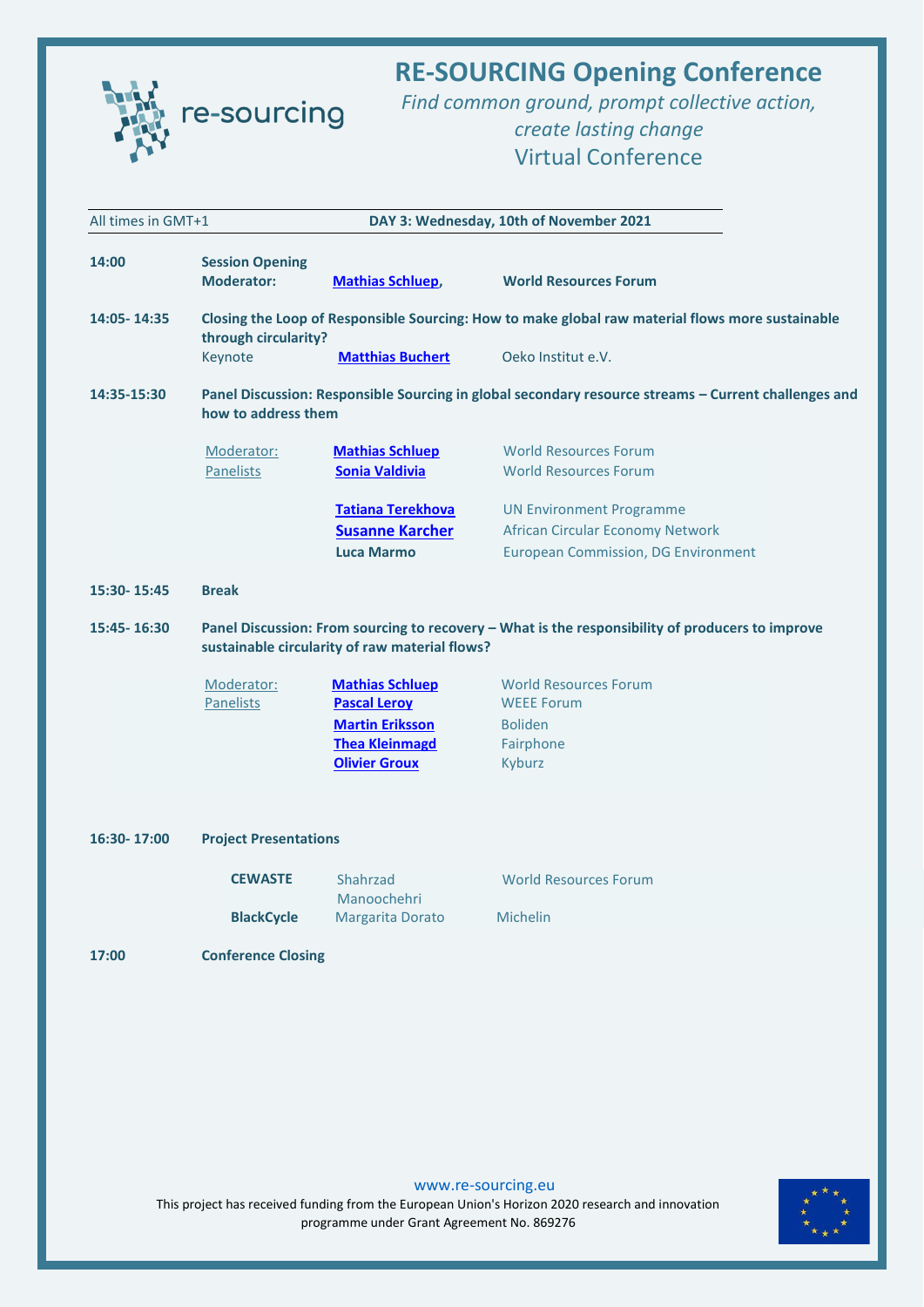# RE-SOURCING Opening Conference

*Find common ground, prompt collective action, create lasting change*

Virtual Conference

All times in GMT+1 **DAY 3: Wednesday, 10th of November 2021**

**14:00** **Session Opening**

**Moderator:** **Mathias Schluep**, **World Resources Forum**

**14:05- 14:35** **Closing the Loop of Responsible Sourcing: How to make global raw material flows more sustainable through circularity?**

Keynote **Matthias Buchert** Oeko Institut e.V.

**14:35-15:30** **Panel Discussion: Responsible Sourcing in global secondary resource streams – Current challenges and how to address them**

| | | |
|---|---|---|
| Moderator: | **Mathias Schluep** | World Resources Forum |
| Panelists | **Sonia Valdivia** | World Resources Forum |
| | **Tatiana Terekhova** | UN Environment Programme |
| | **Susanne Karcher** | African Circular Economy Network |
| | **Luca Marmo** | European Commission, DG Environment |

**15:30- 15:45** **Break**

**15:45- 16:30** **Panel Discussion: From sourcing to recovery – What is the responsibility of producers to improve sustainable circularity of raw material flows?**

| | | |
|---|---|---|
| Moderator: | **Mathias Schluep** | World Resources Forum |
| Panelists | **Pascal Leroy** | WEEE Forum |
| | **Martin Eriksson** | Boliden |
| | **Thea Kleinmagd** | Fairphone |
| | **Olivier Groux** | Kyburz |

**16:30- 17:00** **Project Presentations**

| | | |
|---|---|---|
| **CEWASTE** | Shahrzad Manoochehri | World Resources Forum |
| **BlackCycle** | Margarita Dorato | Michelin |

**17:00** **Conference Closing**

www.re-sourcing.eu

This project has received funding from the European Union's Horizon 2020 research and innovation programme under Grant Agreement No. 869276